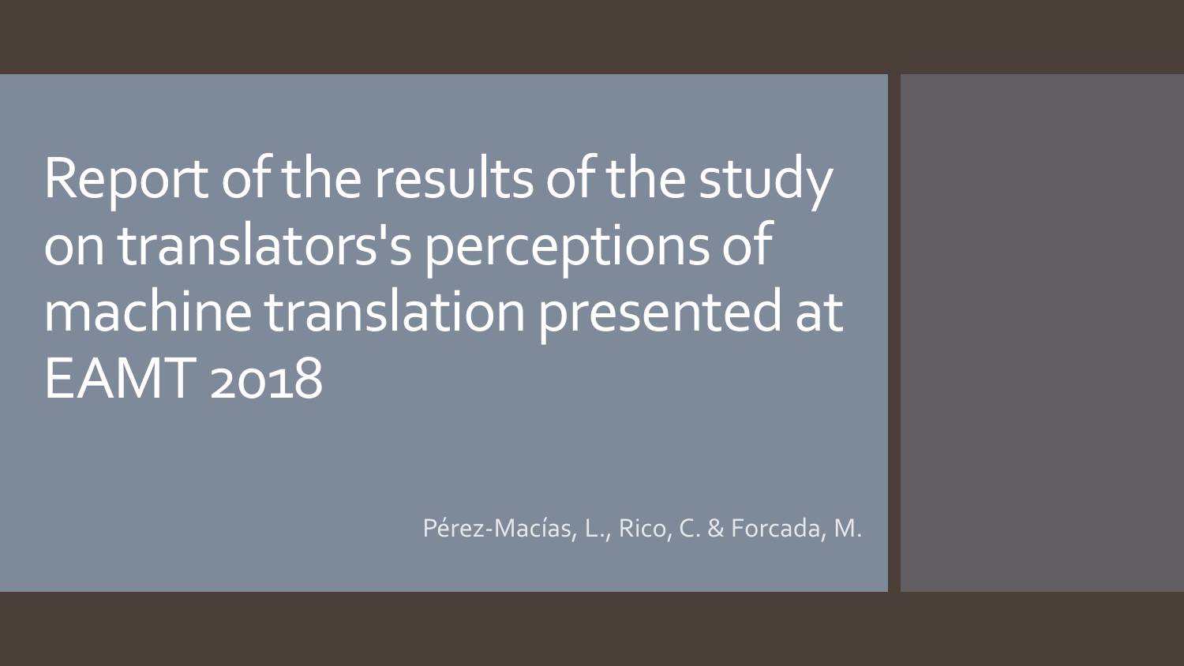# Report of the results of the study on translators's perceptions of machine translation presented at EAMT 2018

Pérez-Macías, L., Rico, C. & Forcada, M.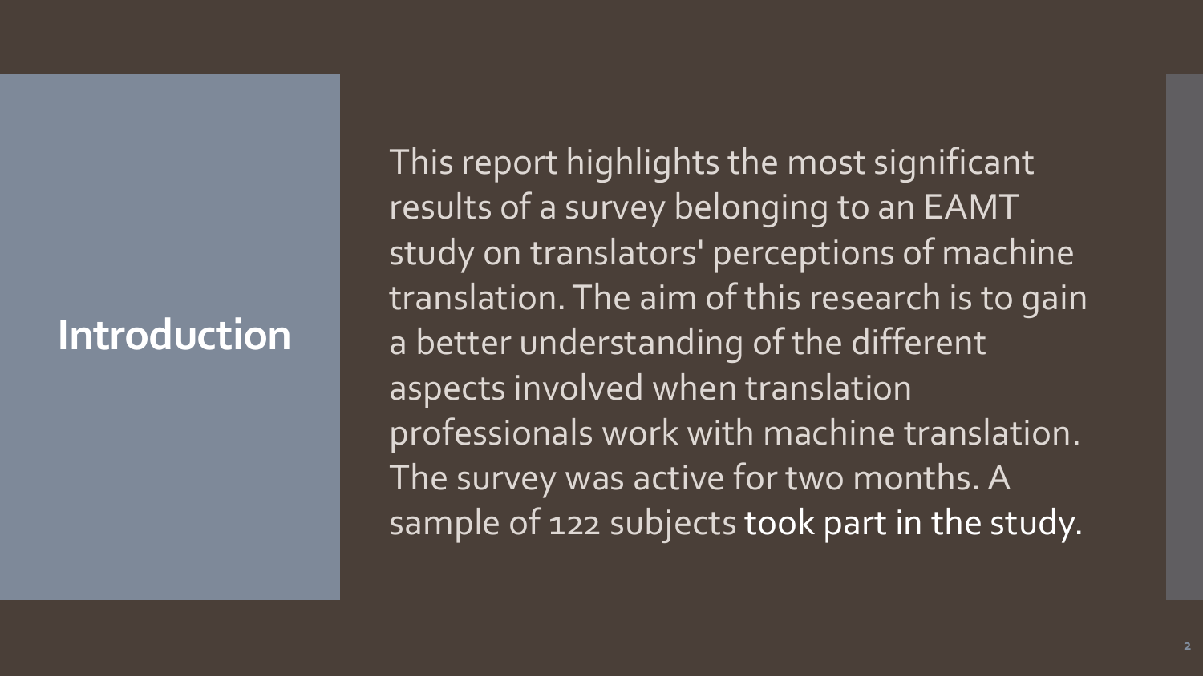# Introduction

This report highlights the most significant results of a survey belonging to an EAMT study on translators' perceptions of machine translation. The aim of this research is to gain a better understanding of the different aspects involved when translation professionals work with machine translation. The survey was active for two months. A sample of 122 subjects took part in the study.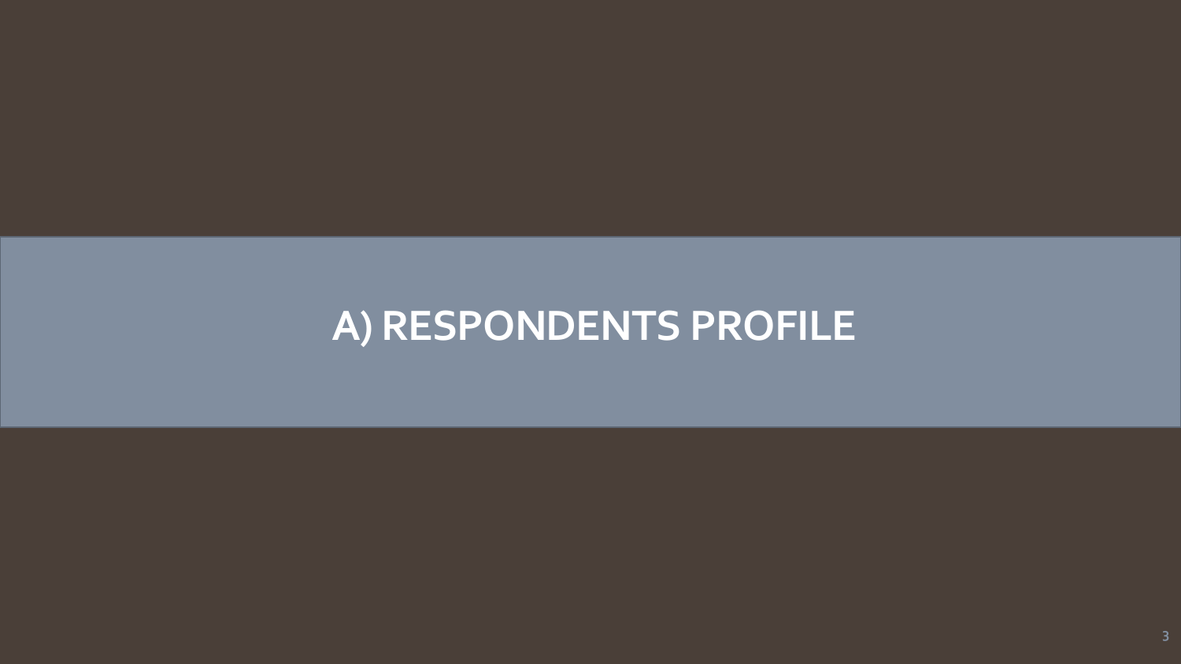# A) RESPONDENTS PROFILE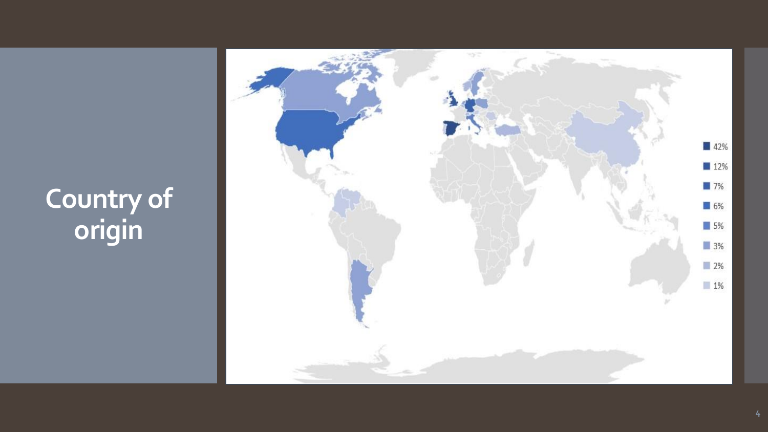# Country of origin

42%
12%
7%
6%
5%
3%
2%
1%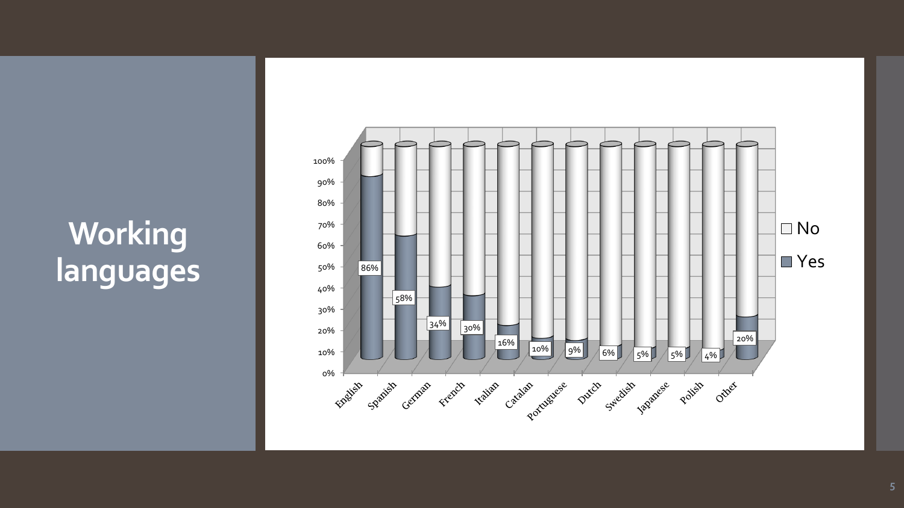# Working languages

| Language | Yes | No |
|---|---|---|
| English | 86% | |
| Spanish | 58% | |
| German | 34% | |
| French | 30% | |
| Italian | 16% | |
| Catalan | 10% | |
| Portuguese | 9% | |
| Dutch | 6% | |
| Swedish | 5% | |
| Japanese | 5% | |
| Polish | 4% | |
| Other | 20% | |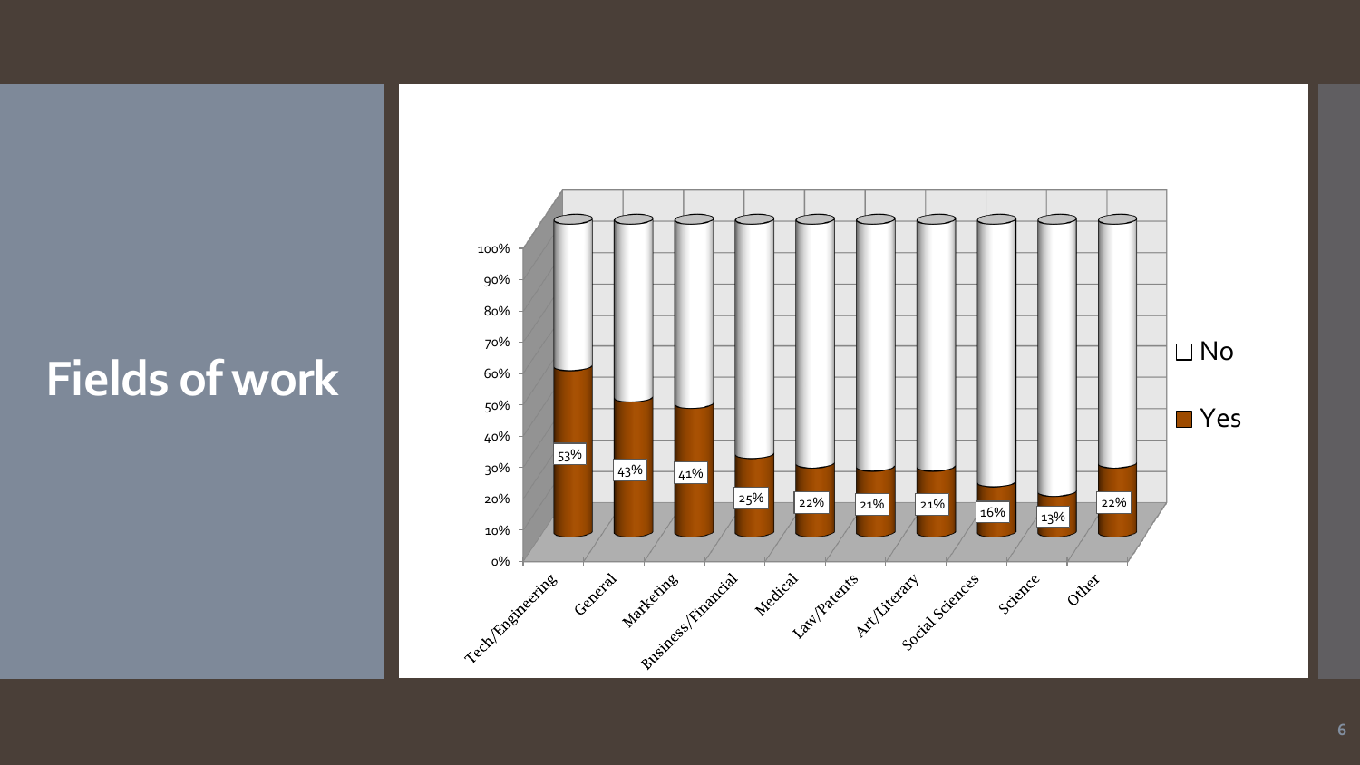# Fields of work

| Field | Yes | No |
|---|---|---|
| Tech/Engineering | 53% | |
| General | 43% | |
| Marketing | 41% | |
| Business/Financial | 25% | |
| Medical | 22% | |
| Law/Patents | 21% | |
| Art/Literary | 21% | |
| Social Sciences | 16% | |
| Science | 13% | |
| Other | 22% | |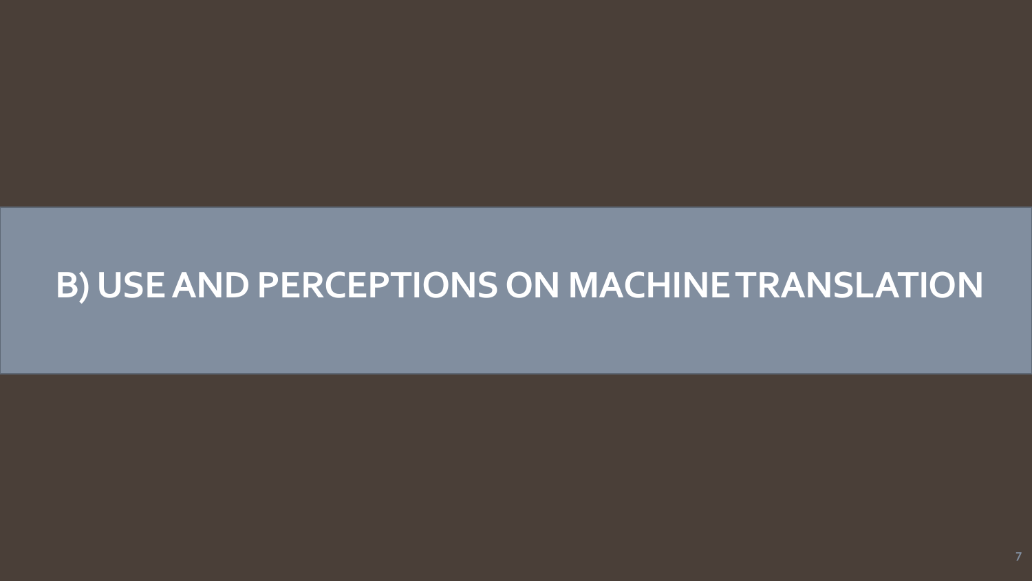# B) USE AND PERCEPTIONS ON MACHINE TRANSLATION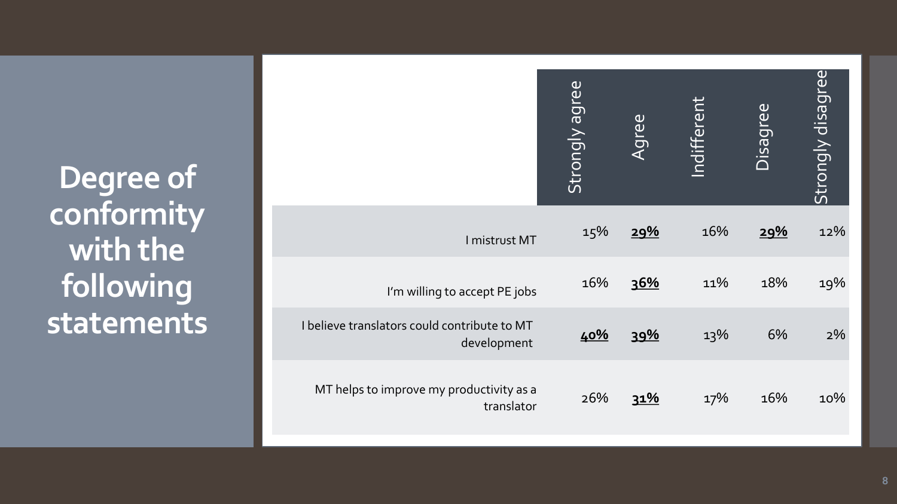# Degree of conformity with the following statements

| | Strongly agree | Agree | Indifferent | Disagree | Strongly disagree |
|---|---|---|---|---|---|
| I mistrust MT | 15% | **29%** | 16% | **29%** | 12% |
| I'm willing to accept PE jobs | 16% | **36%** | 11% | 18% | 19% |
| I believe translators could contribute to MT development | **40%** | **39%** | 13% | 6% | 2% |
| MT helps to improve my productivity as a translator | 26% | **31%** | 17% | 16% | 10% |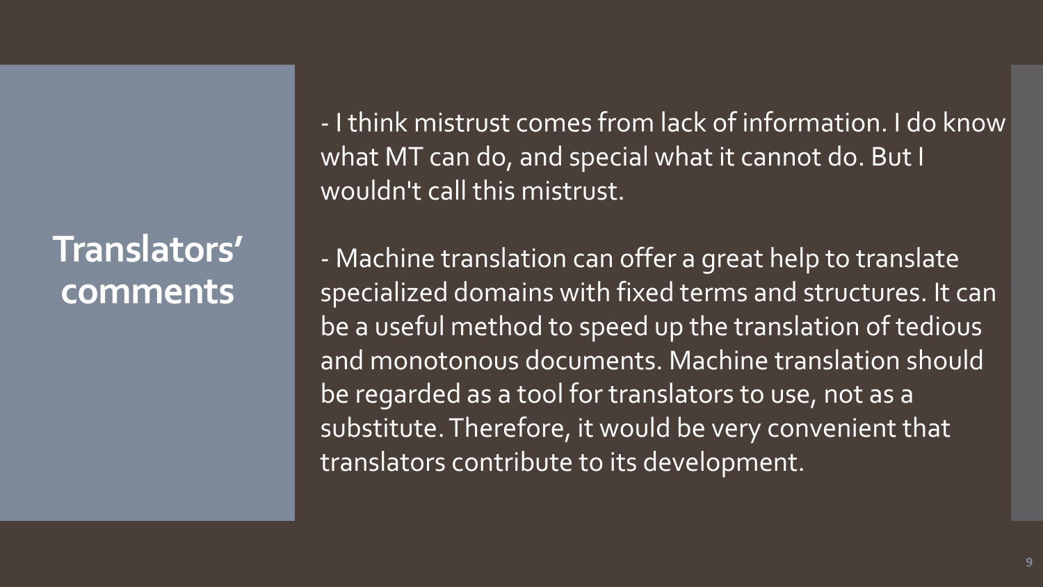# Translators' comments

- I think mistrust comes from lack of information. I do know what MT can do, and special what it cannot do. But I wouldn't call this mistrust.

- Machine translation can offer a great help to translate specialized domains with fixed terms and structures. It can be a useful method to speed up the translation of tedious and monotonous documents. Machine translation should be regarded as a tool for translators to use, not as a substitute. Therefore, it would be very convenient that translators contribute to its development.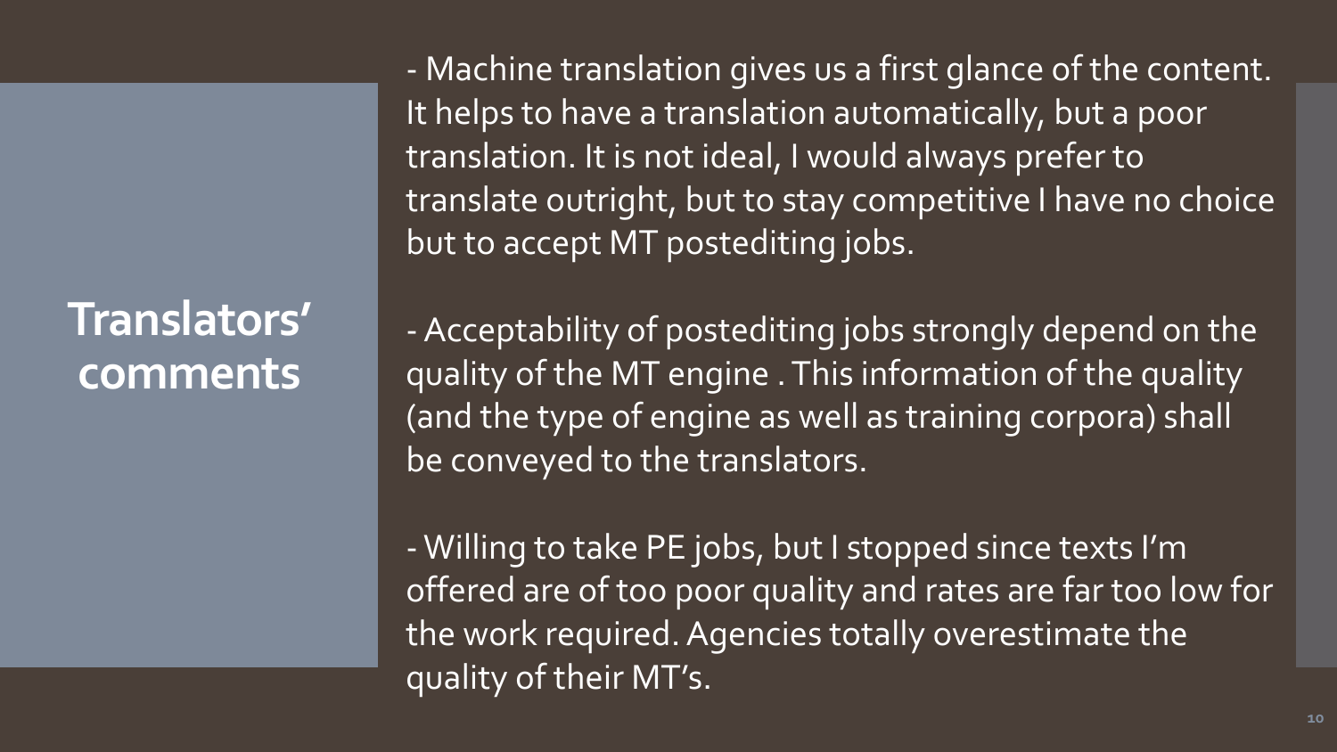# Translators' comments

- Machine translation gives us a first glance of the content. It helps to have a translation automatically, but a poor translation. It is not ideal, I would always prefer to translate outright, but to stay competitive I have no choice but to accept MT postediting jobs.

- Acceptability of postediting jobs strongly depend on the quality of the MT engine . This information of the quality (and the type of engine as well as training corpora) shall be conveyed to the translators.

- Willing to take PE jobs, but I stopped since texts I'm offered are of too poor quality and rates are far too low for the work required. Agencies totally overestimate the quality of their MT's.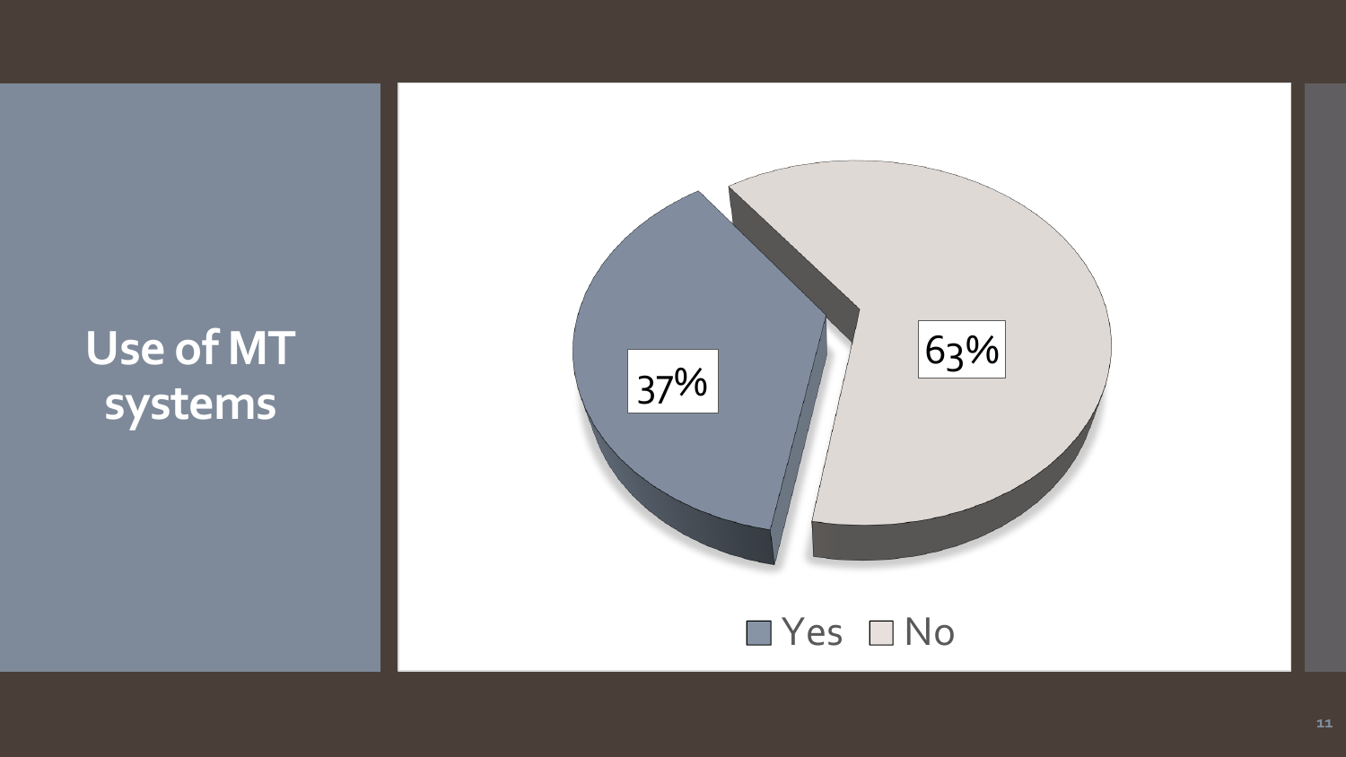# Use of MT systems

| | Percentage |
|---|---|
| Yes | 37% |
| No | 63% |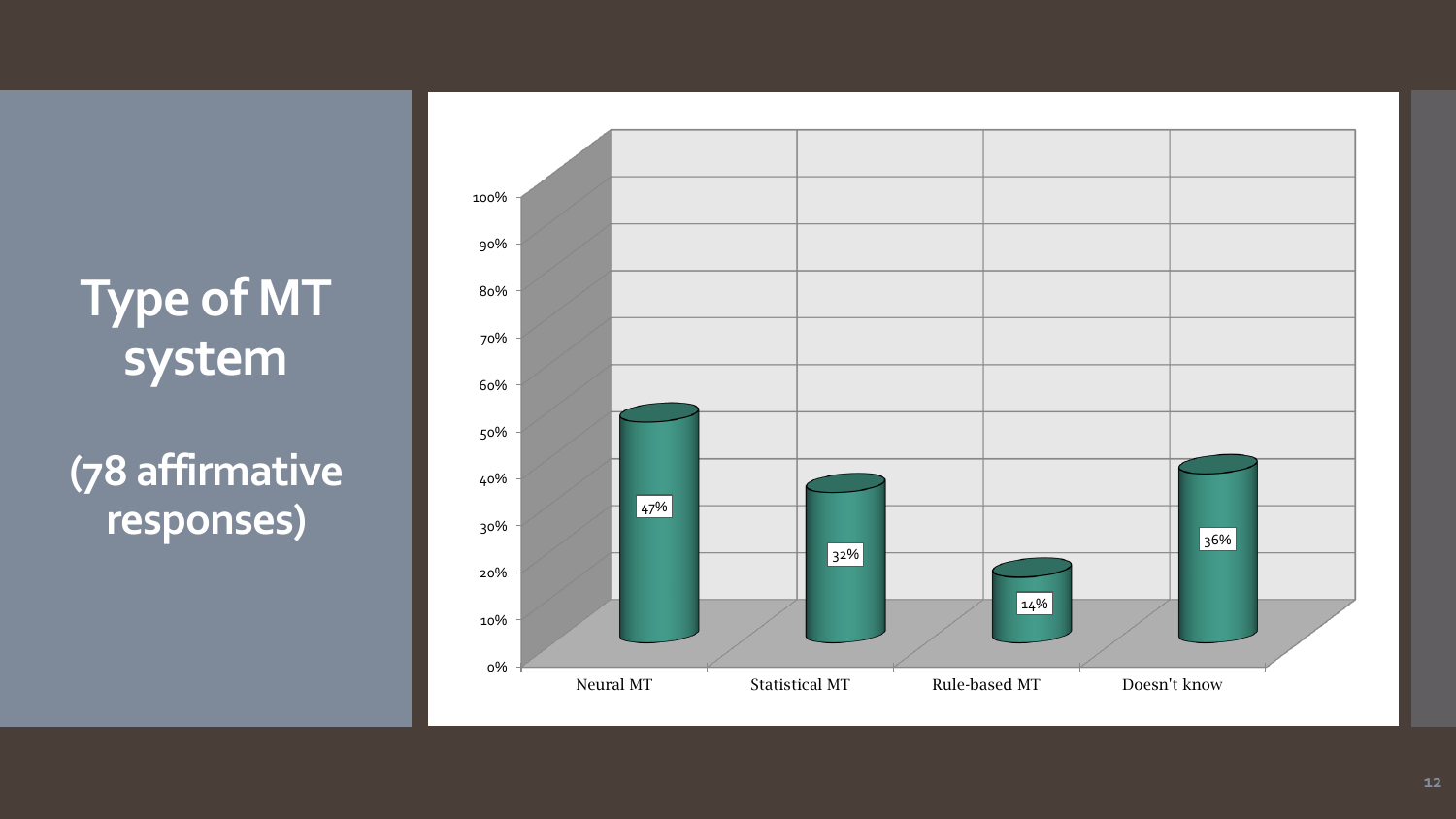# Type of MT system

## (78 affirmative responses)

| Type of MT system | Percentage |
|---|---|
| Neural MT | 47% |
| Statistical MT | 32% |
| Rule-based MT | 14% |
| Doesn't know | 36% |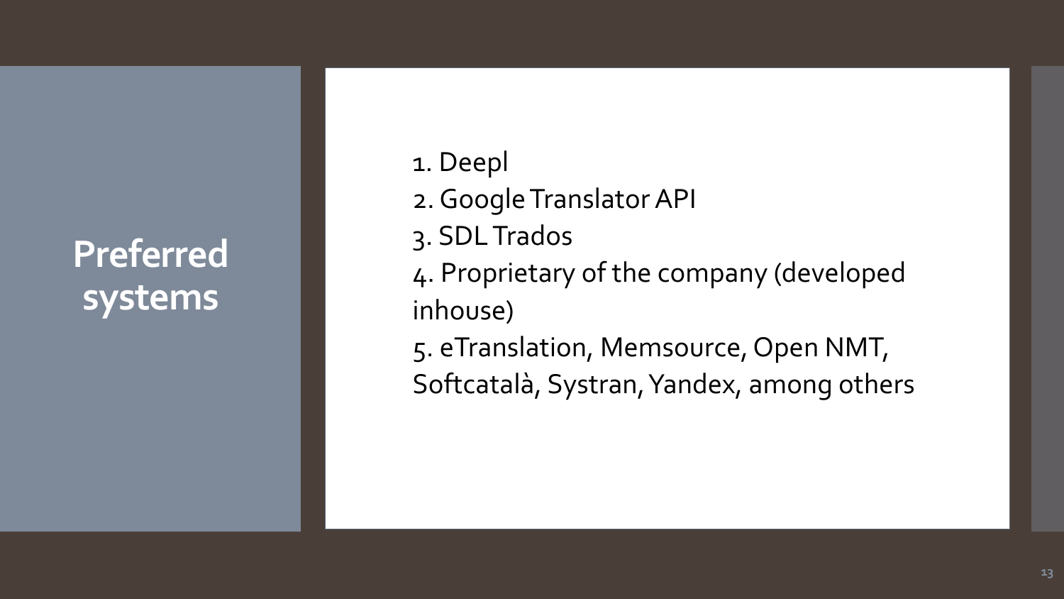# Preferred systems

1. Deepl
2. Google Translator API
3. SDL Trados
4. Proprietary of the company (developed inhouse)
5. eTranslation, Memsource, Open NMT, Softcatalà, Systran, Yandex, among others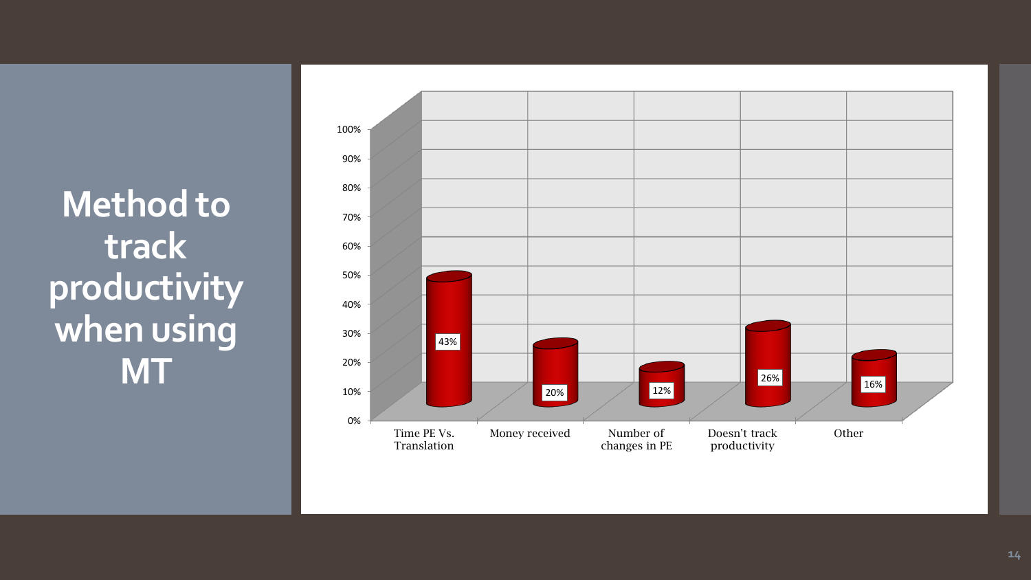# Method to track productivity when using MT

| Method | Percentage |
|---|---|
| Time PE Vs. Translation | 43% |
| Money received | 20% |
| Number of changes in PE | 12% |
| Doesn't track productivity | 26% |
| Other | 16% |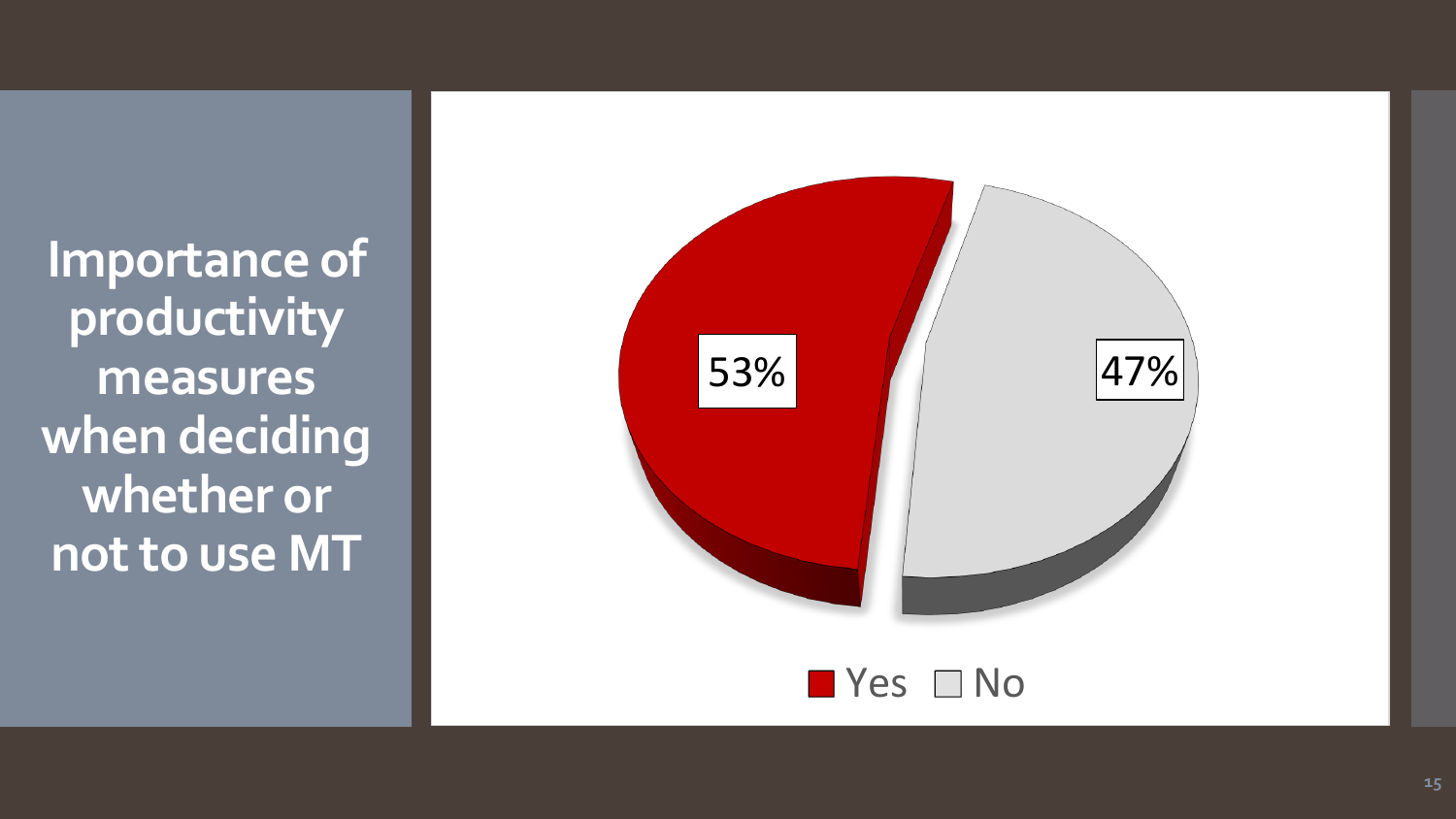# Importance of productivity measures when deciding whether or not to use MT

| | |
|---|---|
| Yes | 53% |
| No | 47% |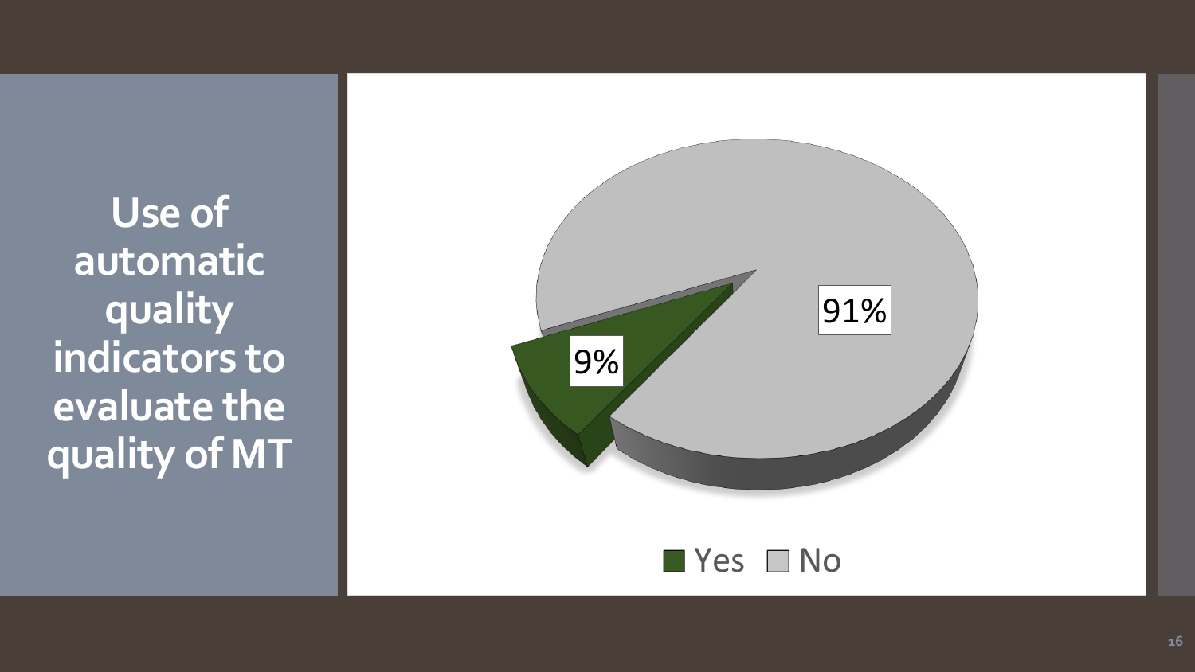# Use of automatic quality indicators to evaluate the quality of MT

| | |
|---|---|
| Yes | 9% |
| No | 91% |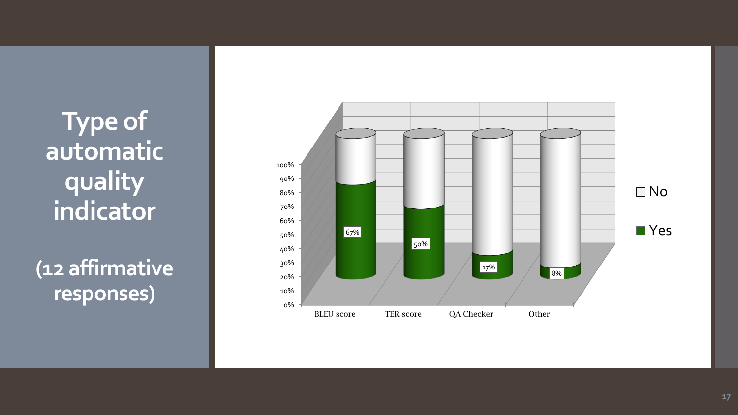# Type of automatic quality indicator

**(12 affirmative responses)**

| | Yes | No |
|---|---|---|
| BLEU score | 67% | |
| TER score | 50% | |
| QA Checker | 17% | |
| Other | 8% | |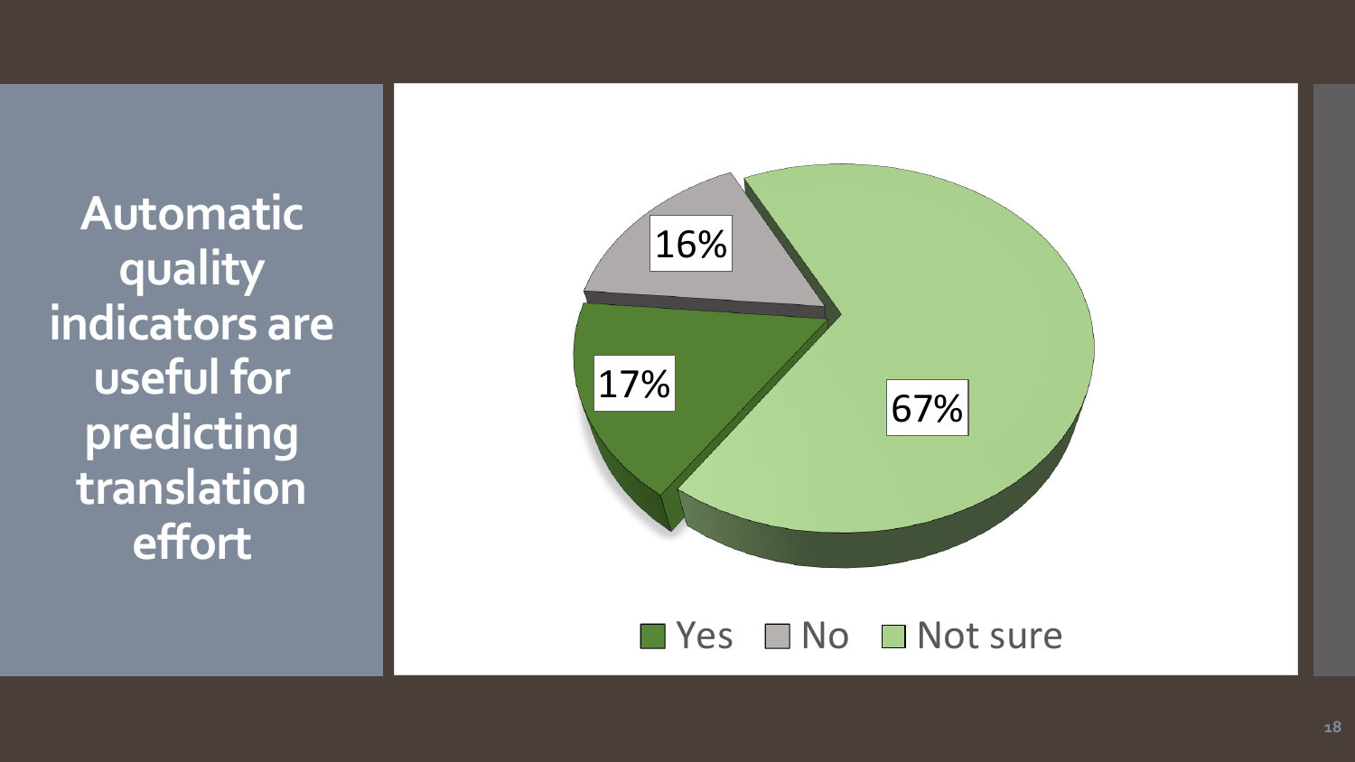# Automatic quality indicators are useful for predicting translation effort

| Response | Percentage |
| --- | --- |
| Yes | 17% |
| No | 16% |
| Not sure | 67% |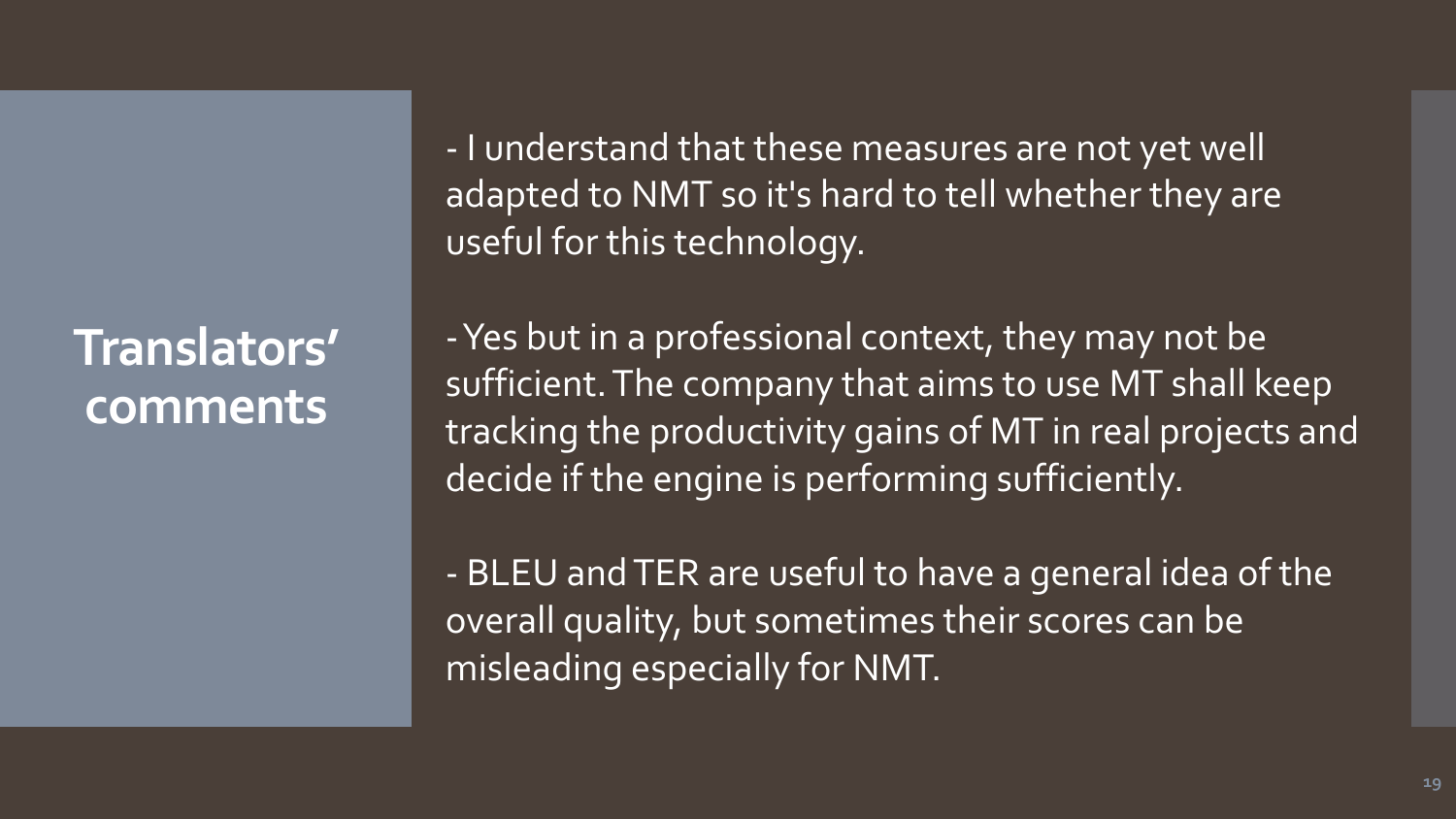# Translators' comments

- I understand that these measures are not yet well adapted to NMT so it's hard to tell whether they are useful for this technology.

- Yes but in a professional context, they may not be sufficient. The company that aims to use MT shall keep tracking the productivity gains of MT in real projects and decide if the engine is performing sufficiently.

- BLEU and TER are useful to have a general idea of the overall quality, but sometimes their scores can be misleading especially for NMT.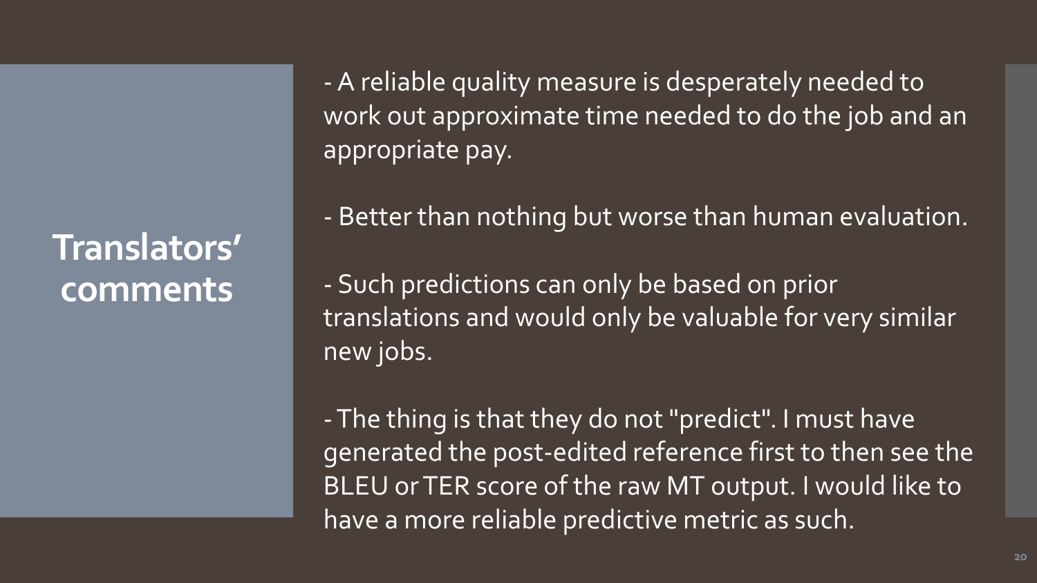# Translators' comments

- A reliable quality measure is desperately needed to work out approximate time needed to do the job and an appropriate pay.

- Better than nothing but worse than human evaluation.

- Such predictions can only be based on prior translations and would only be valuable for very similar new jobs.

- The thing is that they do not "predict". I must have generated the post-edited reference first to then see the BLEU or TER score of the raw MT output. I would like to have a more reliable predictive metric as such.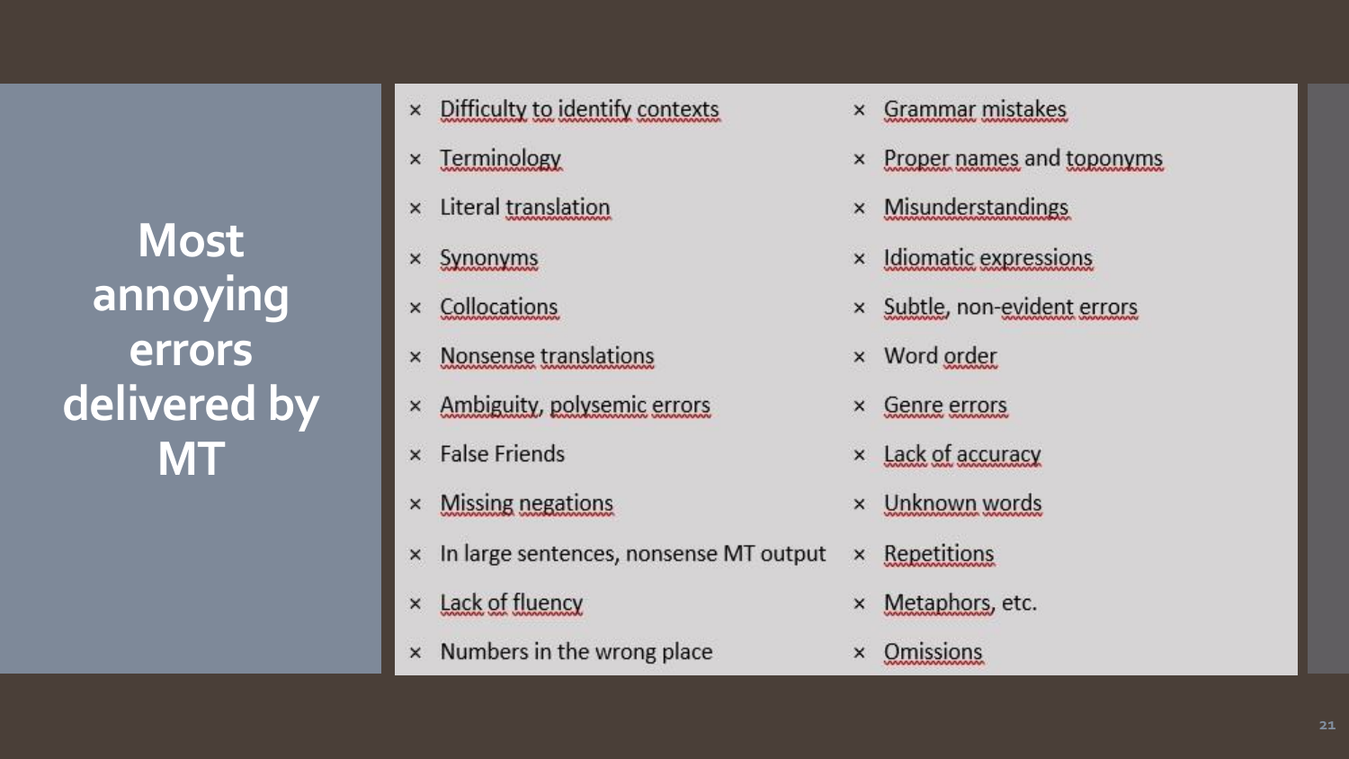# Most annoying errors delivered by MT

- Difficulty to identify contexts
- Terminology
- Literal translation
- Synonyms
- Collocations
- Nonsense translations
- Ambiguity, polysemic errors
- False Friends
- Missing negations
- In large sentences, nonsense MT output
- Lack of fluency
- Numbers in the wrong place
- Grammar mistakes
- Proper names and toponyms
- Misunderstandings
- Idiomatic expressions
- Subtle, non-evident errors
- Word order
- Genre errors
- Lack of accuracy
- Unknown words
- Repetitions
- Metaphors, etc.
- Omissions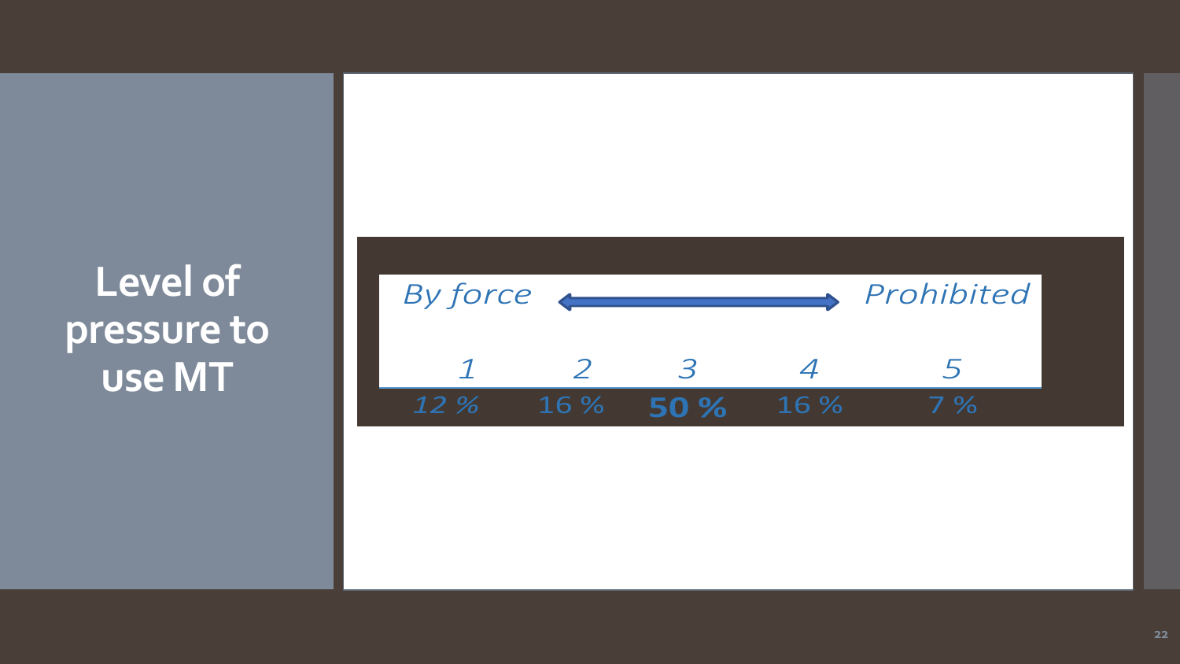# Level of pressure to use MT

*By force* ⟷ *Prohibited*

| 1 | 2 | 3 | 4 | 5 |
|---|---|---|---|---|
| 12 % | 16 % | **50 %** | 16 % | 7 % |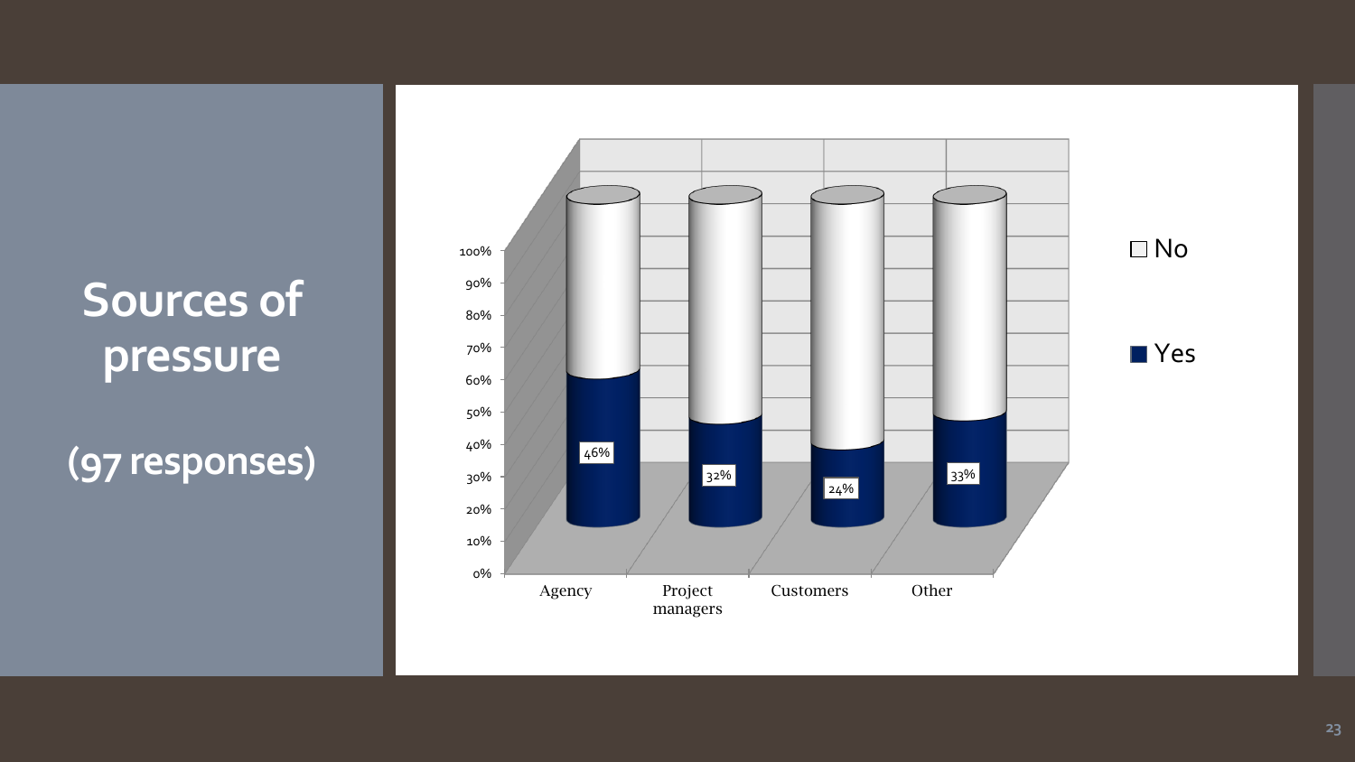# Sources of pressure

## (97 responses)

| | Agency | Project managers | Customers | Other |
|---|---|---|---|---|
| Yes | 46% | 32% | 24% | 33% |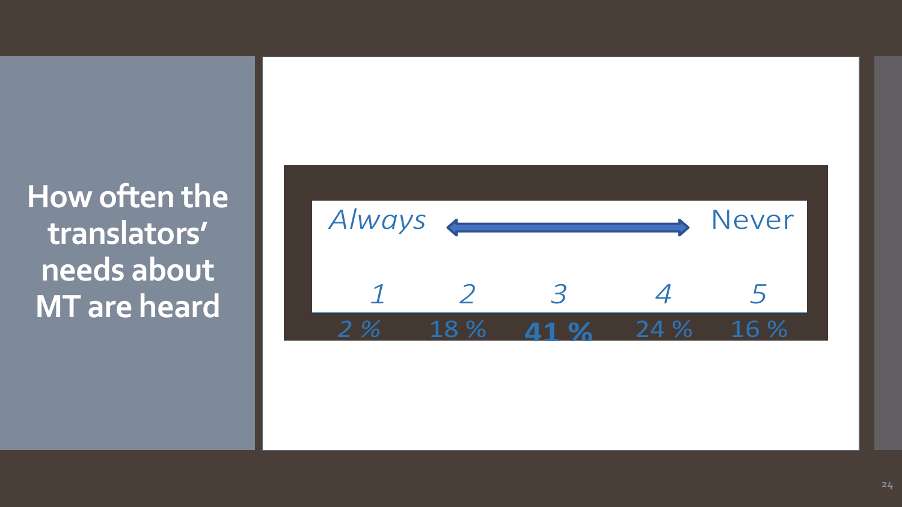# How often the translators' needs about MT are heard

*Always* ⟷ Never

| *1* | *2* | *3* | *4* | *5* |
|---|---|---|---|---|
| 2 % | 18 % | **41 %** | 24 % | 16 % |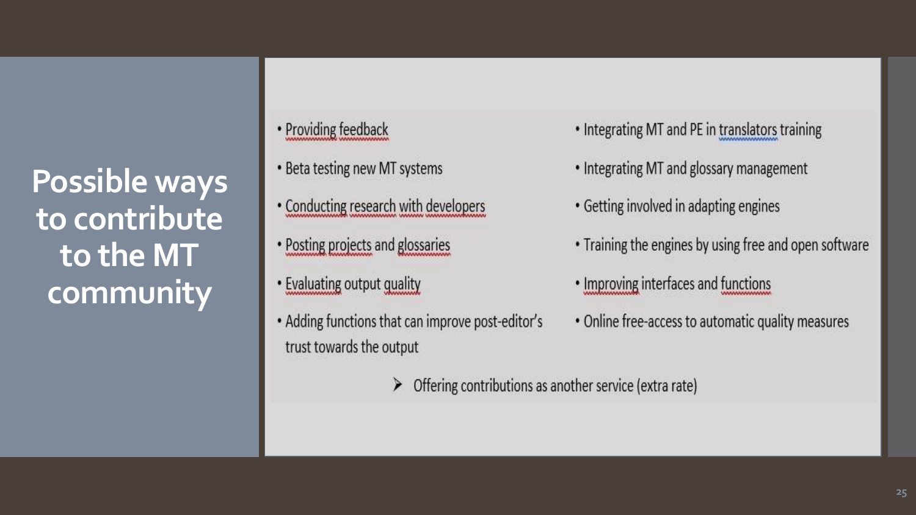# Possible ways to contribute to the MT community

- Providing feedback
- Beta testing new MT systems
- Conducting research with developers
- Posting projects and glossaries
- Evaluating output quality
- Adding functions that can improve post-editor's trust towards the output
- Integrating MT and PE in translators training
- Integrating MT and glossary management
- Getting involved in adapting engines
- Training the engines by using free and open software
- Improving interfaces and functions
- Online free-access to automatic quality measures

➢ Offering contributions as another service (extra rate)